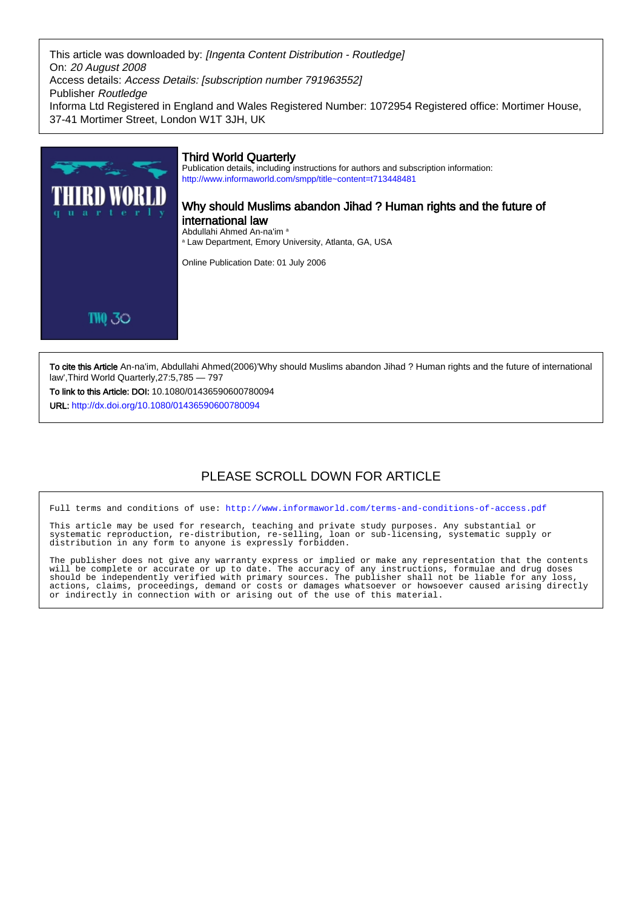This article was downloaded by: *[Ingenta Content Distribution - Routledge]*
On: *20 August 2008*
Access details: *Access Details: [subscription number 791963552]*
Publisher *Routledge*
Informa Ltd Registered in England and Wales Registered Number: 1072954 Registered office: Mortimer House, 37-41 Mortimer Street, London W1T 3JH, UK

THIRD WORLD quarterly

TWQ 30

## Third World Quarterly

Publication details, including instructions for authors and subscription information:
http://www.informaworld.com/smpp/title~content=t713448481

# Why should Muslims abandon Jihad ? Human rights and the future of international law

Abdullahi Ahmed An-na'im [a]

[a] Law Department, Emory University, Atlanta, GA, USA

Online Publication Date: 01 July 2006

**To cite this Article** An-na'im, Abdullahi Ahmed(2006)'Why should Muslims abandon Jihad ? Human rights and the future of international law',Third World Quarterly,27:5,785 — 797

**To link to this Article: DOI:** 10.1080/01436590600780094

**URL:** http://dx.doi.org/10.1080/01436590600780094

PLEASE SCROLL DOWN FOR ARTICLE

Full terms and conditions of use: http://www.informaworld.com/terms-and-conditions-of-access.pdf

This article may be used for research, teaching and private study purposes. Any substantial or systematic reproduction, re-distribution, re-selling, loan or sub-licensing, systematic supply or distribution in any form to anyone is expressly forbidden.

The publisher does not give any warranty express or implied or make any representation that the contents will be complete or accurate or up to date. The accuracy of any instructions, formulae and drug doses should be independently verified with primary sources. The publisher shall not be liable for any loss, actions, claims, proceedings, demand or costs or damages whatsoever or howsoever caused arising directly or indirectly in connection with or arising out of the use of this material.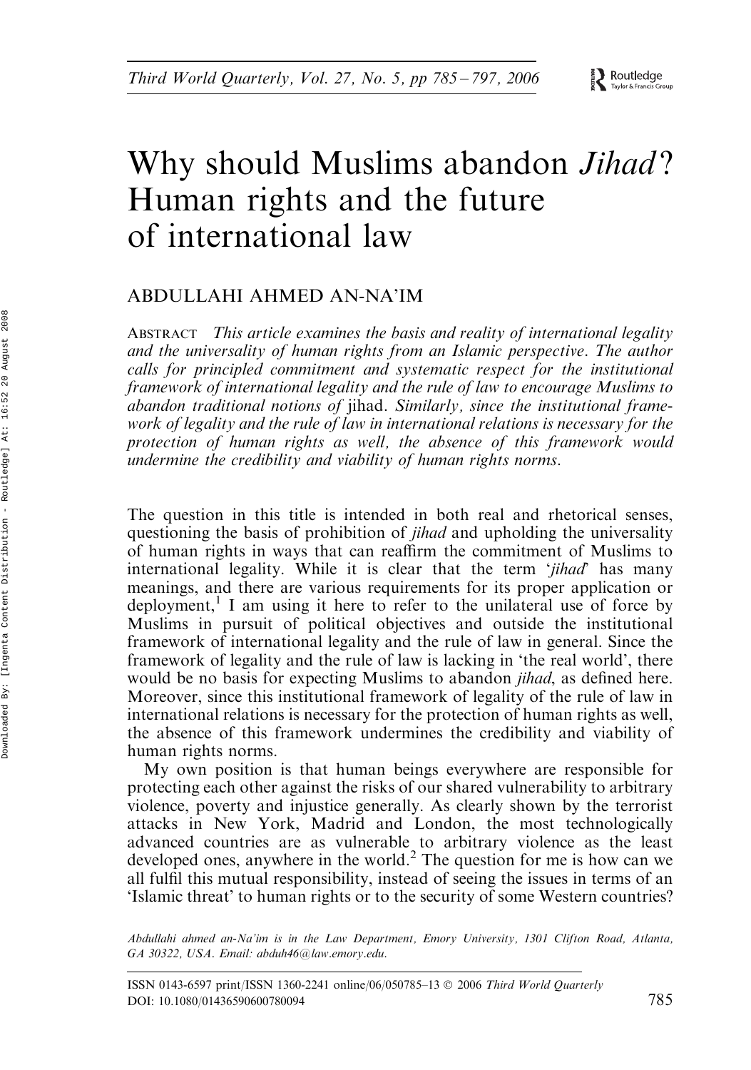# Why should Muslims abandon *Jihad*? Human rights and the future of international law

ABDULLAHI AHMED AN-NA'IM

ABSTRACT *This article examines the basis and reality of international legality and the universality of human rights from an Islamic perspective. The author calls for principled commitment and systematic respect for the institutional framework of international legality and the rule of law to encourage Muslims to abandon traditional notions of* jihad. *Similarly, since the institutional framework of legality and the rule of law in international relations is necessary for the protection of human rights as well, the absence of this framework would undermine the credibility and viability of human rights norms.*

The question in this title is intended in both real and rhetorical senses, questioning the basis of prohibition of *jihad* and upholding the universality of human rights in ways that can reaffirm the commitment of Muslims to international legality. While it is clear that the term '*jihad*' has many meanings, and there are various requirements for its proper application or deployment,[1] I am using it here to refer to the unilateral use of force by Muslims in pursuit of political objectives and outside the institutional framework of international legality and the rule of law in general. Since the framework of legality and the rule of law is lacking in 'the real world', there would be no basis for expecting Muslims to abandon *jihad*, as defined here. Moreover, since this institutional framework of legality of the rule of law in international relations is necessary for the protection of human rights as well, the absence of this framework undermines the credibility and viability of human rights norms.

My own position is that human beings everywhere are responsible for protecting each other against the risks of our shared vulnerability to arbitrary violence, poverty and injustice generally. As clearly shown by the terrorist attacks in New York, Madrid and London, the most technologically advanced countries are as vulnerable to arbitrary violence as the least developed ones, anywhere in the world.[2] The question for me is how can we all fulfil this mutual responsibility, instead of seeing the issues in terms of an 'Islamic threat' to human rights or to the security of some Western countries?

*Abdullahi ahmed an-Na'im is in the Law Department, Emory University, 1301 Clifton Road, Atlanta, GA 30322, USA. Email: abduh46@law.emory.edu.*

ISSN 0143-6597 print/ISSN 1360-2241 online/06/050785–13 © 2006 *Third World Quarterly*
DOI: 10.1080/01436590600780094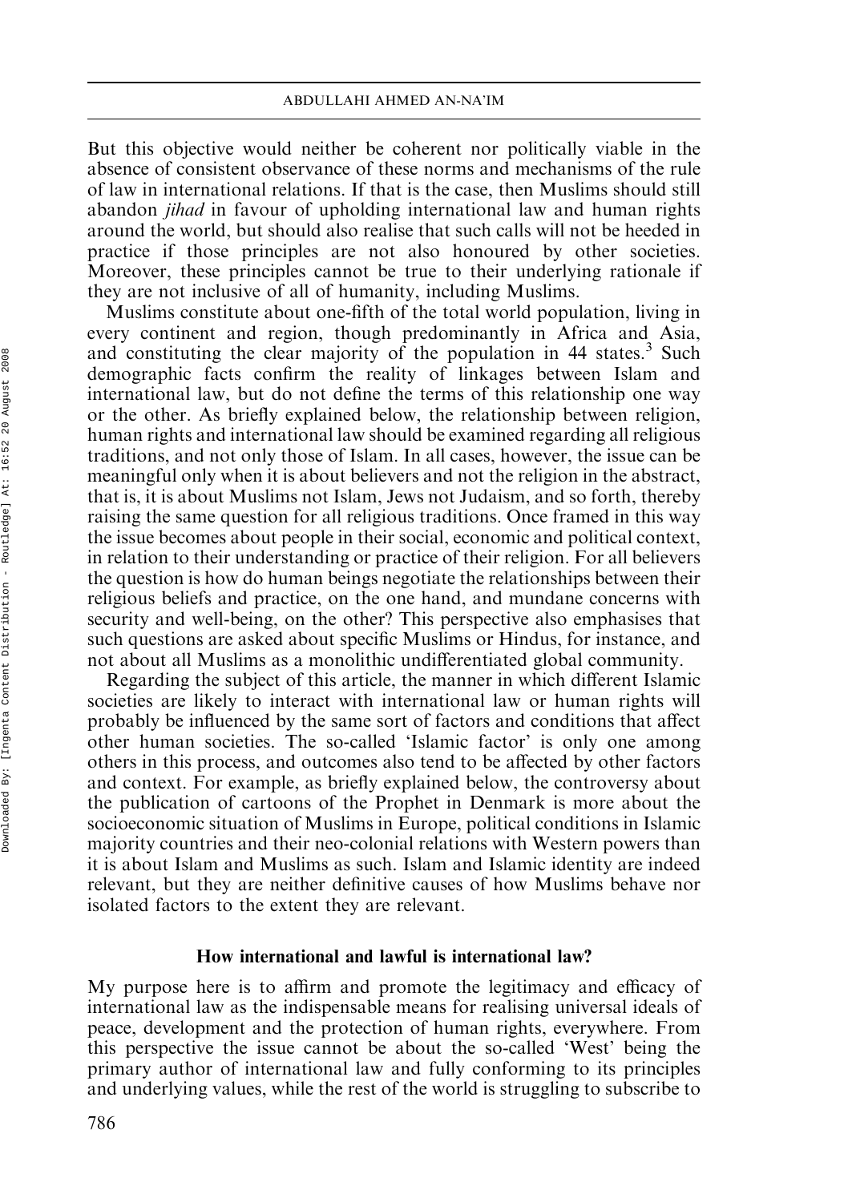But this objective would neither be coherent nor politically viable in the absence of consistent observance of these norms and mechanisms of the rule of law in international relations. If that is the case, then Muslims should still abandon *jihad* in favour of upholding international law and human rights around the world, but should also realise that such calls will not be heeded in practice if those principles are not also honoured by other societies. Moreover, these principles cannot be true to their underlying rationale if they are not inclusive of all of humanity, including Muslims.

Muslims constitute about one-fifth of the total world population, living in every continent and region, though predominantly in Africa and Asia, and constituting the clear majority of the population in 44 states.[3] Such demographic facts confirm the reality of linkages between Islam and international law, but do not define the terms of this relationship one way or the other. As briefly explained below, the relationship between religion, human rights and international law should be examined regarding all religious traditions, and not only those of Islam. In all cases, however, the issue can be meaningful only when it is about believers and not the religion in the abstract, that is, it is about Muslims not Islam, Jews not Judaism, and so forth, thereby raising the same question for all religious traditions. Once framed in this way the issue becomes about people in their social, economic and political context, in relation to their understanding or practice of their religion. For all believers the question is how do human beings negotiate the relationships between their religious beliefs and practice, on the one hand, and mundane concerns with security and well-being, on the other? This perspective also emphasises that such questions are asked about specific Muslims or Hindus, for instance, and not about all Muslims as a monolithic undifferentiated global community.

Regarding the subject of this article, the manner in which different Islamic societies are likely to interact with international law or human rights will probably be influenced by the same sort of factors and conditions that affect other human societies. The so-called 'Islamic factor' is only one among others in this process, and outcomes also tend to be affected by other factors and context. For example, as briefly explained below, the controversy about the publication of cartoons of the Prophet in Denmark is more about the socioeconomic situation of Muslims in Europe, political conditions in Islamic majority countries and their neo-colonial relations with Western powers than it is about Islam and Muslims as such. Islam and Islamic identity are indeed relevant, but they are neither definitive causes of how Muslims behave nor isolated factors to the extent they are relevant.

## How international and lawful is international law?

My purpose here is to affirm and promote the legitimacy and efficacy of international law as the indispensable means for realising universal ideals of peace, development and the protection of human rights, everywhere. From this perspective the issue cannot be about the so-called 'West' being the primary author of international law and fully conforming to its principles and underlying values, while the rest of the world is struggling to subscribe to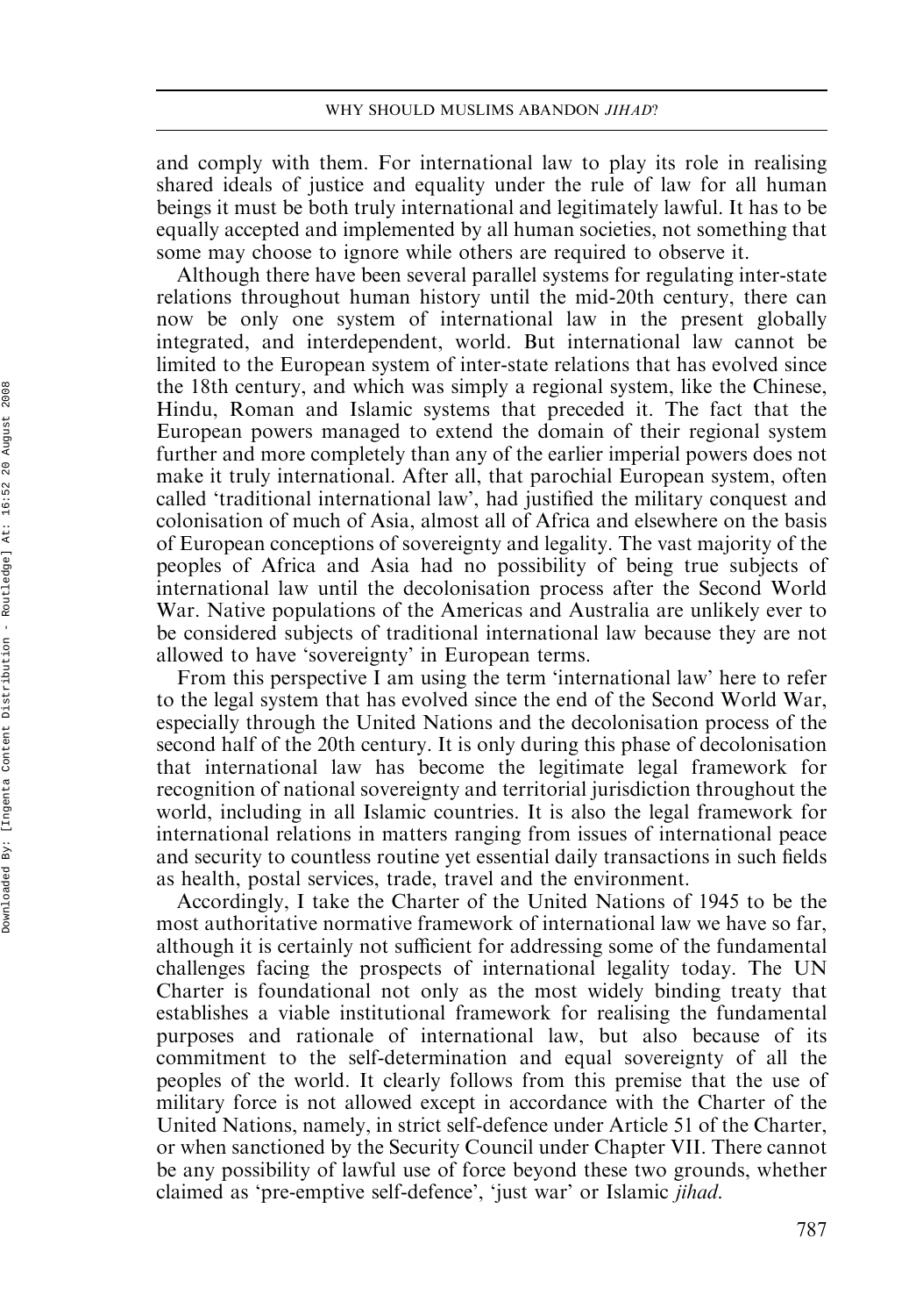and comply with them. For international law to play its role in realising shared ideals of justice and equality under the rule of law for all human beings it must be both truly international and legitimately lawful. It has to be equally accepted and implemented by all human societies, not something that some may choose to ignore while others are required to observe it.

Although there have been several parallel systems for regulating inter-state relations throughout human history until the mid-20th century, there can now be only one system of international law in the present globally integrated, and interdependent, world. But international law cannot be limited to the European system of inter-state relations that has evolved since the 18th century, and which was simply a regional system, like the Chinese, Hindu, Roman and Islamic systems that preceded it. The fact that the European powers managed to extend the domain of their regional system further and more completely than any of the earlier imperial powers does not make it truly international. After all, that parochial European system, often called 'traditional international law', had justified the military conquest and colonisation of much of Asia, almost all of Africa and elsewhere on the basis of European conceptions of sovereignty and legality. The vast majority of the peoples of Africa and Asia had no possibility of being true subjects of international law until the decolonisation process after the Second World War. Native populations of the Americas and Australia are unlikely ever to be considered subjects of traditional international law because they are not allowed to have 'sovereignty' in European terms.

From this perspective I am using the term 'international law' here to refer to the legal system that has evolved since the end of the Second World War, especially through the United Nations and the decolonisation process of the second half of the 20th century. It is only during this phase of decolonisation that international law has become the legitimate legal framework for recognition of national sovereignty and territorial jurisdiction throughout the world, including in all Islamic countries. It is also the legal framework for international relations in matters ranging from issues of international peace and security to countless routine yet essential daily transactions in such fields as health, postal services, trade, travel and the environment.

Accordingly, I take the Charter of the United Nations of 1945 to be the most authoritative normative framework of international law we have so far, although it is certainly not sufficient for addressing some of the fundamental challenges facing the prospects of international legality today. The UN Charter is foundational not only as the most widely binding treaty that establishes a viable institutional framework for realising the fundamental purposes and rationale of international law, but also because of its commitment to the self-determination and equal sovereignty of all the peoples of the world. It clearly follows from this premise that the use of military force is not allowed except in accordance with the Charter of the United Nations, namely, in strict self-defence under Article 51 of the Charter, or when sanctioned by the Security Council under Chapter VII. There cannot be any possibility of lawful use of force beyond these two grounds, whether claimed as 'pre-emptive self-defence', 'just war' or Islamic *jihad*.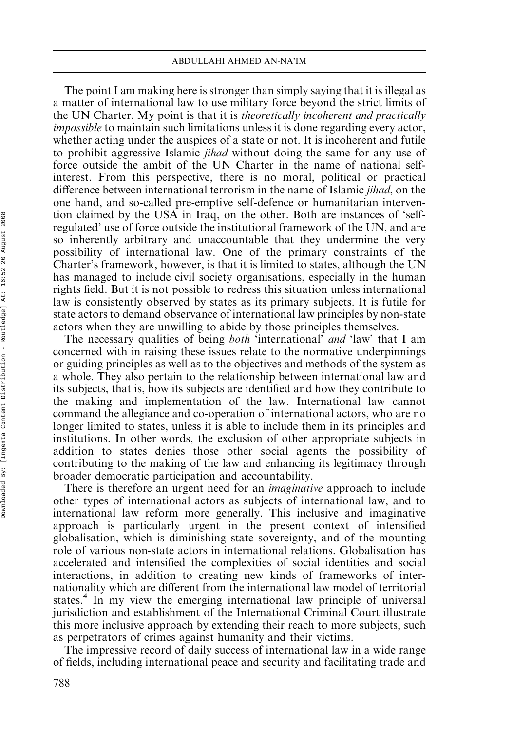The point I am making here is stronger than simply saying that it is illegal as a matter of international law to use military force beyond the strict limits of the UN Charter. My point is that it is *theoretically incoherent and practically impossible* to maintain such limitations unless it is done regarding every actor, whether acting under the auspices of a state or not. It is incoherent and futile to prohibit aggressive Islamic *jihad* without doing the same for any use of force outside the ambit of the UN Charter in the name of national self-interest. From this perspective, there is no moral, political or practical difference between international terrorism in the name of Islamic *jihad*, on the one hand, and so-called pre-emptive self-defence or humanitarian intervention claimed by the USA in Iraq, on the other. Both are instances of 'self-regulated' use of force outside the institutional framework of the UN, and are so inherently arbitrary and unaccountable that they undermine the very possibility of international law. One of the primary constraints of the Charter's framework, however, is that it is limited to states, although the UN has managed to include civil society organisations, especially in the human rights field. But it is not possible to redress this situation unless international law is consistently observed by states as its primary subjects. It is futile for state actors to demand observance of international law principles by non-state actors when they are unwilling to abide by those principles themselves.

The necessary qualities of being *both* 'international' *and* 'law' that I am concerned with in raising these issues relate to the normative underpinnings or guiding principles as well as to the objectives and methods of the system as a whole. They also pertain to the relationship between international law and its subjects, that is, how its subjects are identified and how they contribute to the making and implementation of the law. International law cannot command the allegiance and co-operation of international actors, who are no longer limited to states, unless it is able to include them in its principles and institutions. In other words, the exclusion of other appropriate subjects in addition to states denies those other social agents the possibility of contributing to the making of the law and enhancing its legitimacy through broader democratic participation and accountability.

There is therefore an urgent need for an *imaginative* approach to include other types of international actors as subjects of international law, and to international law reform more generally. This inclusive and imaginative approach is particularly urgent in the present context of intensified globalisation, which is diminishing state sovereignty, and of the mounting role of various non-state actors in international relations. Globalisation has accelerated and intensified the complexities of social identities and social interactions, in addition to creating new kinds of frameworks of internationality which are different from the international law model of territorial states.[4] In my view the emerging international law principle of universal jurisdiction and establishment of the International Criminal Court illustrate this more inclusive approach by extending their reach to more subjects, such as perpetrators of crimes against humanity and their victims.

The impressive record of daily success of international law in a wide range of fields, including international peace and security and facilitating trade and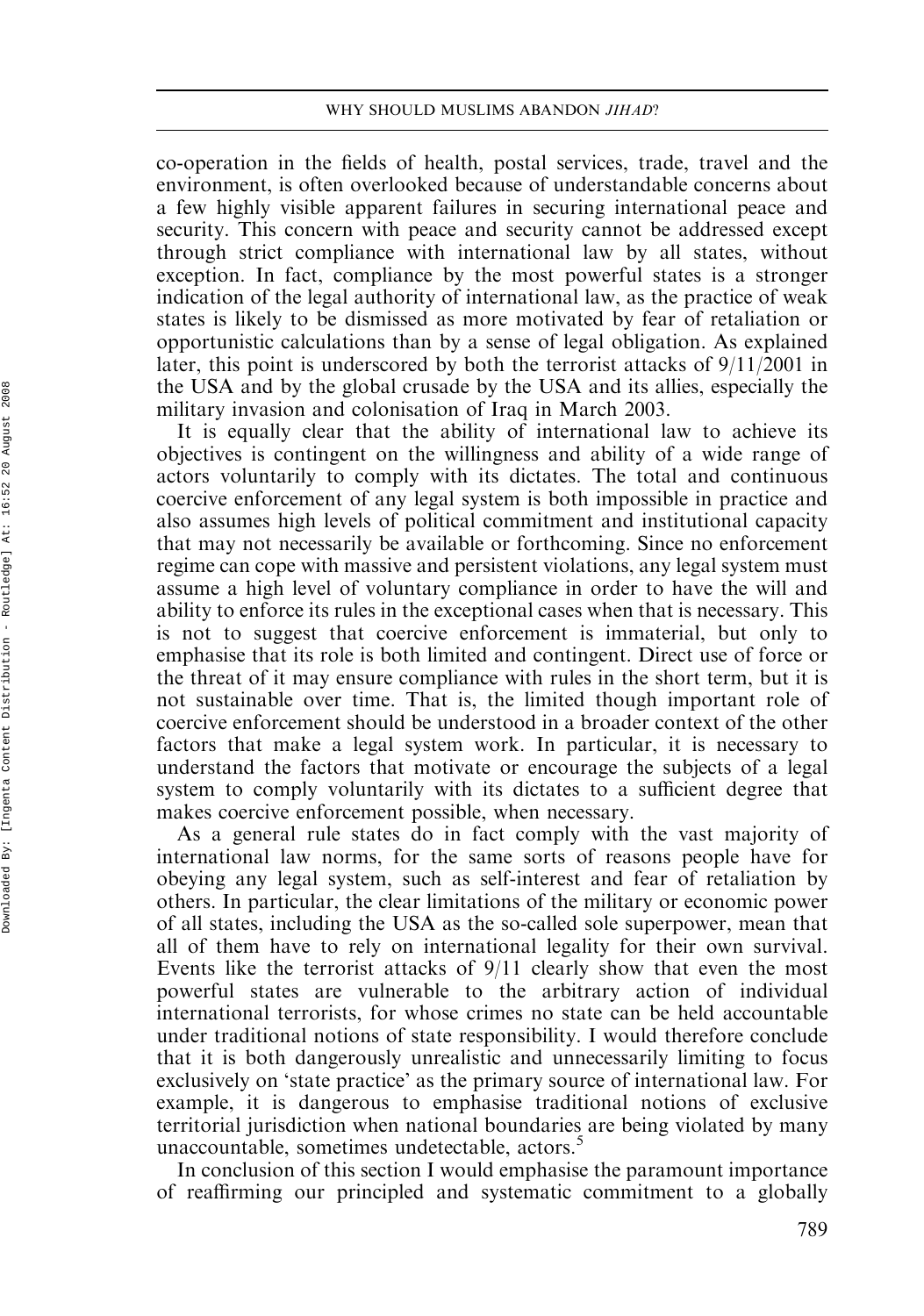co-operation in the fields of health, postal services, trade, travel and the environment, is often overlooked because of understandable concerns about a few highly visible apparent failures in securing international peace and security. This concern with peace and security cannot be addressed except through strict compliance with international law by all states, without exception. In fact, compliance by the most powerful states is a stronger indication of the legal authority of international law, as the practice of weak states is likely to be dismissed as more motivated by fear of retaliation or opportunistic calculations than by a sense of legal obligation. As explained later, this point is underscored by both the terrorist attacks of 9/11/2001 in the USA and by the global crusade by the USA and its allies, especially the military invasion and colonisation of Iraq in March 2003.

It is equally clear that the ability of international law to achieve its objectives is contingent on the willingness and ability of a wide range of actors voluntarily to comply with its dictates. The total and continuous coercive enforcement of any legal system is both impossible in practice and also assumes high levels of political commitment and institutional capacity that may not necessarily be available or forthcoming. Since no enforcement regime can cope with massive and persistent violations, any legal system must assume a high level of voluntary compliance in order to have the will and ability to enforce its rules in the exceptional cases when that is necessary. This is not to suggest that coercive enforcement is immaterial, but only to emphasise that its role is both limited and contingent. Direct use of force or the threat of it may ensure compliance with rules in the short term, but it is not sustainable over time. That is, the limited though important role of coercive enforcement should be understood in a broader context of the other factors that make a legal system work. In particular, it is necessary to understand the factors that motivate or encourage the subjects of a legal system to comply voluntarily with its dictates to a sufficient degree that makes coercive enforcement possible, when necessary.

As a general rule states do in fact comply with the vast majority of international law norms, for the same sorts of reasons people have for obeying any legal system, such as self-interest and fear of retaliation by others. In particular, the clear limitations of the military or economic power of all states, including the USA as the so-called sole superpower, mean that all of them have to rely on international legality for their own survival. Events like the terrorist attacks of 9/11 clearly show that even the most powerful states are vulnerable to the arbitrary action of individual international terrorists, for whose crimes no state can be held accountable under traditional notions of state responsibility. I would therefore conclude that it is both dangerously unrealistic and unnecessarily limiting to focus exclusively on 'state practice' as the primary source of international law. For example, it is dangerous to emphasise traditional notions of exclusive territorial jurisdiction when national boundaries are being violated by many unaccountable, sometimes undetectable, actors.[5]

In conclusion of this section I would emphasise the paramount importance of reaffirming our principled and systematic commitment to a globally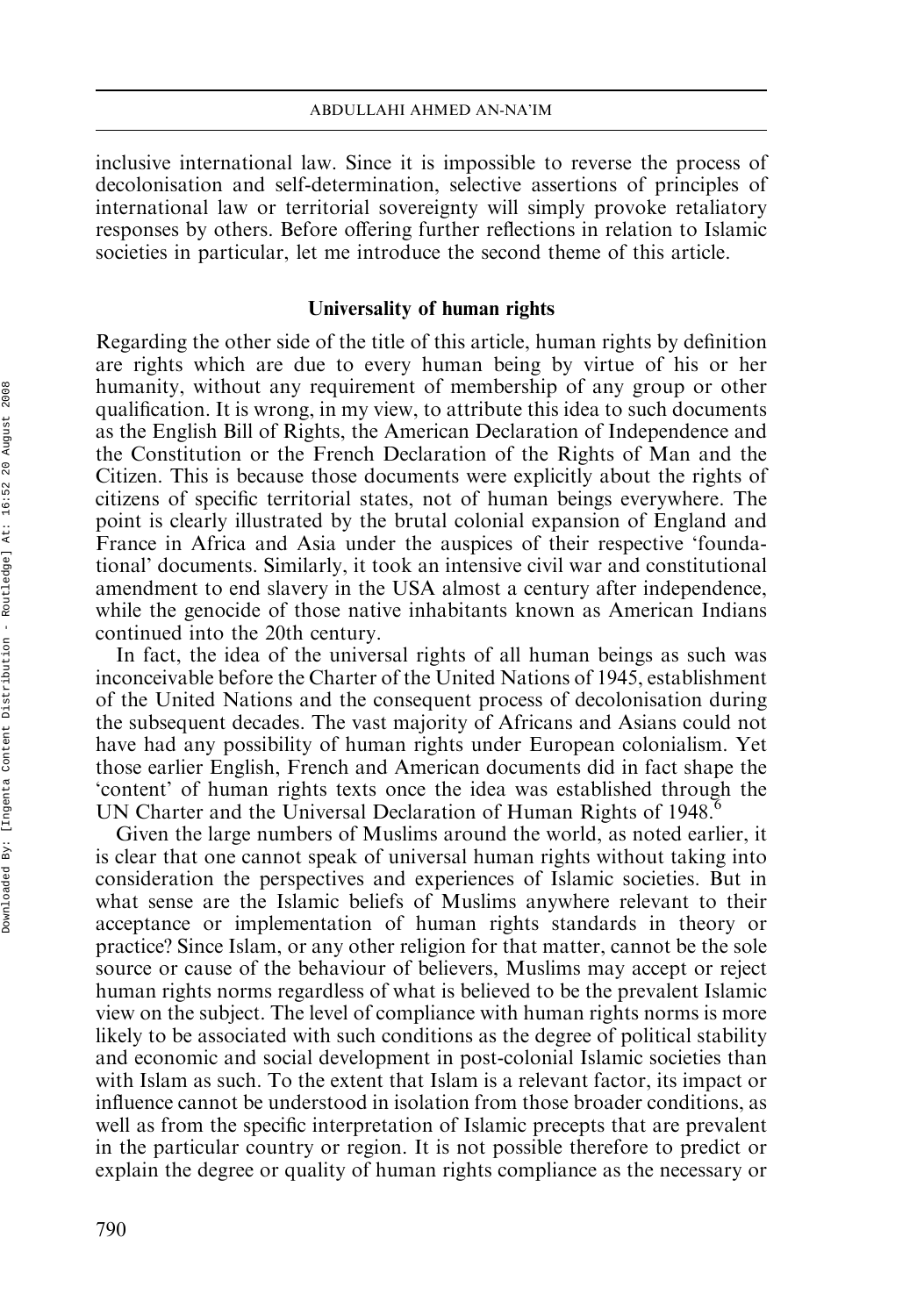inclusive international law. Since it is impossible to reverse the process of decolonisation and self-determination, selective assertions of principles of international law or territorial sovereignty will simply provoke retaliatory responses by others. Before offering further reflections in relation to Islamic societies in particular, let me introduce the second theme of this article.

## Universality of human rights

Regarding the other side of the title of this article, human rights by definition are rights which are due to every human being by virtue of his or her humanity, without any requirement of membership of any group or other qualification. It is wrong, in my view, to attribute this idea to such documents as the English Bill of Rights, the American Declaration of Independence and the Constitution or the French Declaration of the Rights of Man and the Citizen. This is because those documents were explicitly about the rights of citizens of specific territorial states, not of human beings everywhere. The point is clearly illustrated by the brutal colonial expansion of England and France in Africa and Asia under the auspices of their respective 'foundational' documents. Similarly, it took an intensive civil war and constitutional amendment to end slavery in the USA almost a century after independence, while the genocide of those native inhabitants known as American Indians continued into the 20th century.

In fact, the idea of the universal rights of all human beings as such was inconceivable before the Charter of the United Nations of 1945, establishment of the United Nations and the consequent process of decolonisation during the subsequent decades. The vast majority of Africans and Asians could not have had any possibility of human rights under European colonialism. Yet those earlier English, French and American documents did in fact shape the 'content' of human rights texts once the idea was established through the UN Charter and the Universal Declaration of Human Rights of 1948.[6]

Given the large numbers of Muslims around the world, as noted earlier, it is clear that one cannot speak of universal human rights without taking into consideration the perspectives and experiences of Islamic societies. But in what sense are the Islamic beliefs of Muslims anywhere relevant to their acceptance or implementation of human rights standards in theory or practice? Since Islam, or any other religion for that matter, cannot be the sole source or cause of the behaviour of believers, Muslims may accept or reject human rights norms regardless of what is believed to be the prevalent Islamic view on the subject. The level of compliance with human rights norms is more likely to be associated with such conditions as the degree of political stability and economic and social development in post-colonial Islamic societies than with Islam as such. To the extent that Islam is a relevant factor, its impact or influence cannot be understood in isolation from those broader conditions, as well as from the specific interpretation of Islamic precepts that are prevalent in the particular country or region. It is not possible therefore to predict or explain the degree or quality of human rights compliance as the necessary or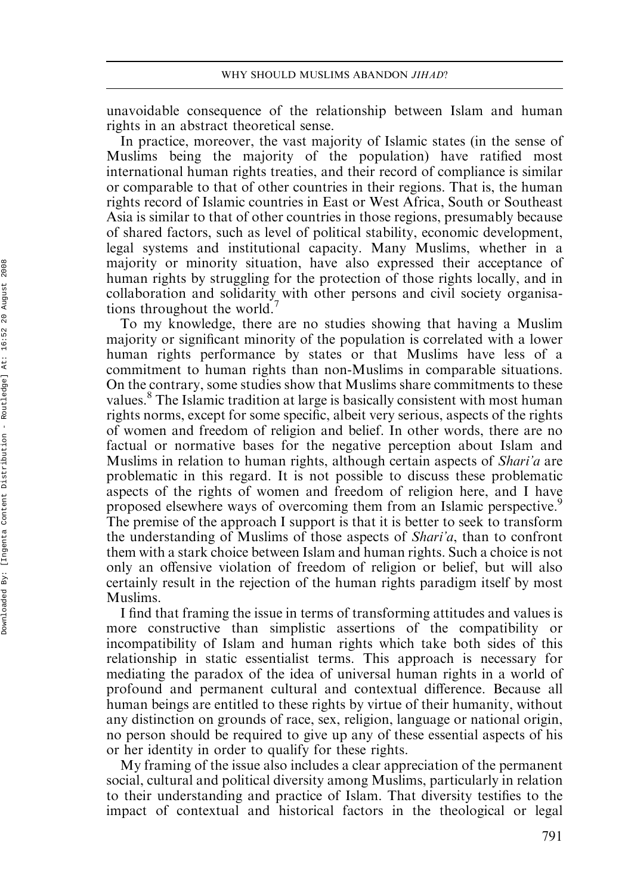unavoidable consequence of the relationship between Islam and human rights in an abstract theoretical sense.

In practice, moreover, the vast majority of Islamic states (in the sense of Muslims being the majority of the population) have ratified most international human rights treaties, and their record of compliance is similar or comparable to that of other countries in their regions. That is, the human rights record of Islamic countries in East or West Africa, South or Southeast Asia is similar to that of other countries in those regions, presumably because of shared factors, such as level of political stability, economic development, legal systems and institutional capacity. Many Muslims, whether in a majority or minority situation, have also expressed their acceptance of human rights by struggling for the protection of those rights locally, and in collaboration and solidarity with other persons and civil society organisations throughout the world.[7]

To my knowledge, there are no studies showing that having a Muslim majority or significant minority of the population is correlated with a lower human rights performance by states or that Muslims have less of a commitment to human rights than non-Muslims in comparable situations. On the contrary, some studies show that Muslims share commitments to these values.[8] The Islamic tradition at large is basically consistent with most human rights norms, except for some specific, albeit very serious, aspects of the rights of women and freedom of religion and belief. In other words, there are no factual or normative bases for the negative perception about Islam and Muslims in relation to human rights, although certain aspects of *Shari'a* are problematic in this regard. It is not possible to discuss these problematic aspects of the rights of women and freedom of religion here, and I have proposed elsewhere ways of overcoming them from an Islamic perspective.[9] The premise of the approach I support is that it is better to seek to transform the understanding of Muslims of those aspects of *Shari'a*, than to confront them with a stark choice between Islam and human rights. Such a choice is not only an offensive violation of freedom of religion or belief, but will also certainly result in the rejection of the human rights paradigm itself by most Muslims.

I find that framing the issue in terms of transforming attitudes and values is more constructive than simplistic assertions of the compatibility or incompatibility of Islam and human rights which take both sides of this relationship in static essentialist terms. This approach is necessary for mediating the paradox of the idea of universal human rights in a world of profound and permanent cultural and contextual difference. Because all human beings are entitled to these rights by virtue of their humanity, without any distinction on grounds of race, sex, religion, language or national origin, no person should be required to give up any of these essential aspects of his or her identity in order to qualify for these rights.

My framing of the issue also includes a clear appreciation of the permanent social, cultural and political diversity among Muslims, particularly in relation to their understanding and practice of Islam. That diversity testifies to the impact of contextual and historical factors in the theological or legal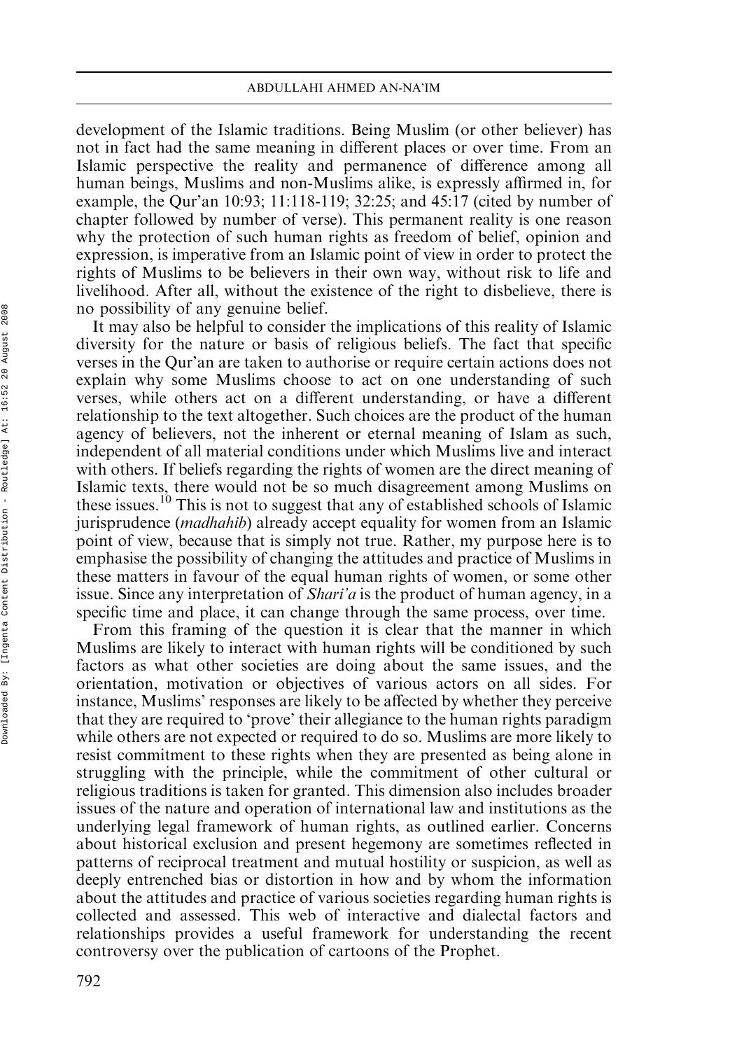development of the Islamic traditions. Being Muslim (or other believer) has not in fact had the same meaning in different places or over time. From an Islamic perspective the reality and permanence of difference among all human beings, Muslims and non-Muslims alike, is expressly affirmed in, for example, the Qur'an 10:93; 11:118-119; 32:25; and 45:17 (cited by number of chapter followed by number of verse). This permanent reality is one reason why the protection of such human rights as freedom of belief, opinion and expression, is imperative from an Islamic point of view in order to protect the rights of Muslims to be believers in their own way, without risk to life and livelihood. After all, without the existence of the right to disbelieve, there is no possibility of any genuine belief.

It may also be helpful to consider the implications of this reality of Islamic diversity for the nature or basis of religious beliefs. The fact that specific verses in the Qur'an are taken to authorise or require certain actions does not explain why some Muslims choose to act on one understanding of such verses, while others act on a different understanding, or have a different relationship to the text altogether. Such choices are the product of the human agency of believers, not the inherent or eternal meaning of Islam as such, independent of all material conditions under which Muslims live and interact with others. If beliefs regarding the rights of women are the direct meaning of Islamic texts, there would not be so much disagreement among Muslims on these issues.[10] This is not to suggest that any of established schools of Islamic jurisprudence (*madhahib*) already accept equality for women from an Islamic point of view, because that is simply not true. Rather, my purpose here is to emphasise the possibility of changing the attitudes and practice of Muslims in these matters in favour of the equal human rights of women, or some other issue. Since any interpretation of *Shari'a* is the product of human agency, in a specific time and place, it can change through the same process, over time.

From this framing of the question it is clear that the manner in which Muslims are likely to interact with human rights will be conditioned by such factors as what other societies are doing about the same issues, and the orientation, motivation or objectives of various actors on all sides. For instance, Muslims' responses are likely to be affected by whether they perceive that they are required to 'prove' their allegiance to the human rights paradigm while others are not expected or required to do so. Muslims are more likely to resist commitment to these rights when they are presented as being alone in struggling with the principle, while the commitment of other cultural or religious traditions is taken for granted. This dimension also includes broader issues of the nature and operation of international law and institutions as the underlying legal framework of human rights, as outlined earlier. Concerns about historical exclusion and present hegemony are sometimes reflected in patterns of reciprocal treatment and mutual hostility or suspicion, as well as deeply entrenched bias or distortion in how and by whom the information about the attitudes and practice of various societies regarding human rights is collected and assessed. This web of interactive and dialectal factors and relationships provides a useful framework for understanding the recent controversy over the publication of cartoons of the Prophet.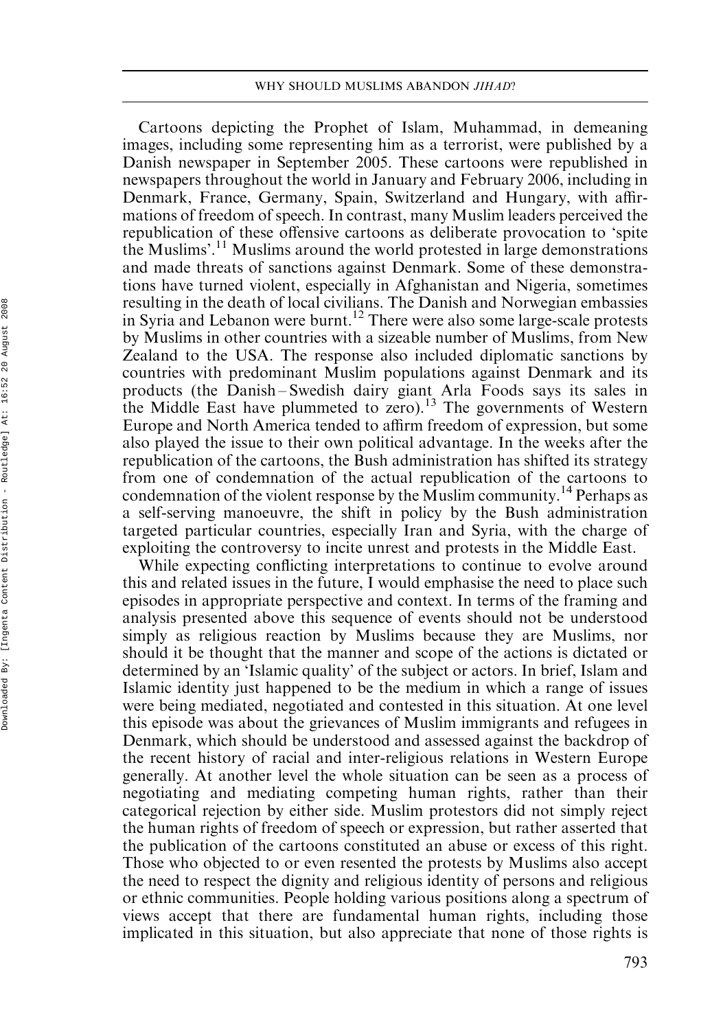Cartoons depicting the Prophet of Islam, Muhammad, in demeaning images, including some representing him as a terrorist, were published by a Danish newspaper in September 2005. These cartoons were republished in newspapers throughout the world in January and February 2006, including in Denmark, France, Germany, Spain, Switzerland and Hungary, with affirmations of freedom of speech. In contrast, many Muslim leaders perceived the republication of these offensive cartoons as deliberate provocation to 'spite the Muslims'.[11] Muslims around the world protested in large demonstrations and made threats of sanctions against Denmark. Some of these demonstrations have turned violent, especially in Afghanistan and Nigeria, sometimes resulting in the death of local civilians. The Danish and Norwegian embassies in Syria and Lebanon were burnt.[12] There were also some large-scale protests by Muslims in other countries with a sizeable number of Muslims, from New Zealand to the USA. The response also included diplomatic sanctions by countries with predominant Muslim populations against Denmark and its products (the Danish–Swedish dairy giant Arla Foods says its sales in the Middle East have plummeted to zero).[13] The governments of Western Europe and North America tended to affirm freedom of expression, but some also played the issue to their own political advantage. In the weeks after the republication of the cartoons, the Bush administration has shifted its strategy from one of condemnation of the actual republication of the cartoons to condemnation of the violent response by the Muslim community.[14] Perhaps as a self-serving manoeuvre, the shift in policy by the Bush administration targeted particular countries, especially Iran and Syria, with the charge of exploiting the controversy to incite unrest and protests in the Middle East.

While expecting conflicting interpretations to continue to evolve around this and related issues in the future, I would emphasise the need to place such episodes in appropriate perspective and context. In terms of the framing and analysis presented above this sequence of events should not be understood simply as religious reaction by Muslims because they are Muslims, nor should it be thought that the manner and scope of the actions is dictated or determined by an 'Islamic quality' of the subject or actors. In brief, Islam and Islamic identity just happened to be the medium in which a range of issues were being mediated, negotiated and contested in this situation. At one level this episode was about the grievances of Muslim immigrants and refugees in Denmark, which should be understood and assessed against the backdrop of the recent history of racial and inter-religious relations in Western Europe generally. At another level the whole situation can be seen as a process of negotiating and mediating competing human rights, rather than their categorical rejection by either side. Muslim protestors did not simply reject the human rights of freedom of speech or expression, but rather asserted that the publication of the cartoons constituted an abuse or excess of this right. Those who objected to or even resented the protests by Muslims also accept the need to respect the dignity and religious identity of persons and religious or ethnic communities. People holding various positions along a spectrum of views accept that there are fundamental human rights, including those implicated in this situation, but also appreciate that none of those rights is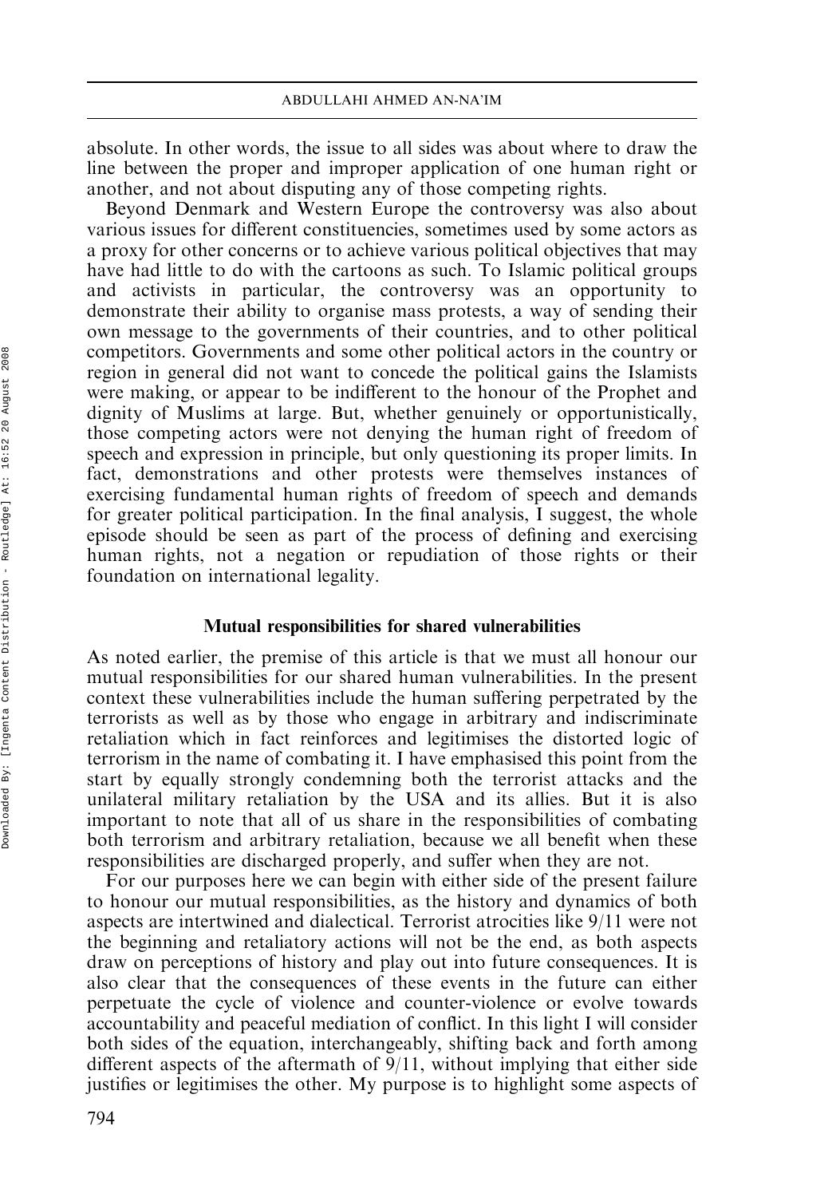absolute. In other words, the issue to all sides was about where to draw the line between the proper and improper application of one human right or another, and not about disputing any of those competing rights.

Beyond Denmark and Western Europe the controversy was also about various issues for different constituencies, sometimes used by some actors as a proxy for other concerns or to achieve various political objectives that may have had little to do with the cartoons as such. To Islamic political groups and activists in particular, the controversy was an opportunity to demonstrate their ability to organise mass protests, a way of sending their own message to the governments of their countries, and to other political competitors. Governments and some other political actors in the country or region in general did not want to concede the political gains the Islamists were making, or appear to be indifferent to the honour of the Prophet and dignity of Muslims at large. But, whether genuinely or opportunistically, those competing actors were not denying the human right of freedom of speech and expression in principle, but only questioning its proper limits. In fact, demonstrations and other protests were themselves instances of exercising fundamental human rights of freedom of speech and demands for greater political participation. In the final analysis, I suggest, the whole episode should be seen as part of the process of defining and exercising human rights, not a negation or repudiation of those rights or their foundation on international legality.

## Mutual responsibilities for shared vulnerabilities

As noted earlier, the premise of this article is that we must all honour our mutual responsibilities for our shared human vulnerabilities. In the present context these vulnerabilities include the human suffering perpetrated by the terrorists as well as by those who engage in arbitrary and indiscriminate retaliation which in fact reinforces and legitimises the distorted logic of terrorism in the name of combating it. I have emphasised this point from the start by equally strongly condemning both the terrorist attacks and the unilateral military retaliation by the USA and its allies. But it is also important to note that all of us share in the responsibilities of combating both terrorism and arbitrary retaliation, because we all benefit when these responsibilities are discharged properly, and suffer when they are not.

For our purposes here we can begin with either side of the present failure to honour our mutual responsibilities, as the history and dynamics of both aspects are intertwined and dialectical. Terrorist atrocities like 9/11 were not the beginning and retaliatory actions will not be the end, as both aspects draw on perceptions of history and play out into future consequences. It is also clear that the consequences of these events in the future can either perpetuate the cycle of violence and counter-violence or evolve towards accountability and peaceful mediation of conflict. In this light I will consider both sides of the equation, interchangeably, shifting back and forth among different aspects of the aftermath of 9/11, without implying that either side justifies or legitimises the other. My purpose is to highlight some aspects of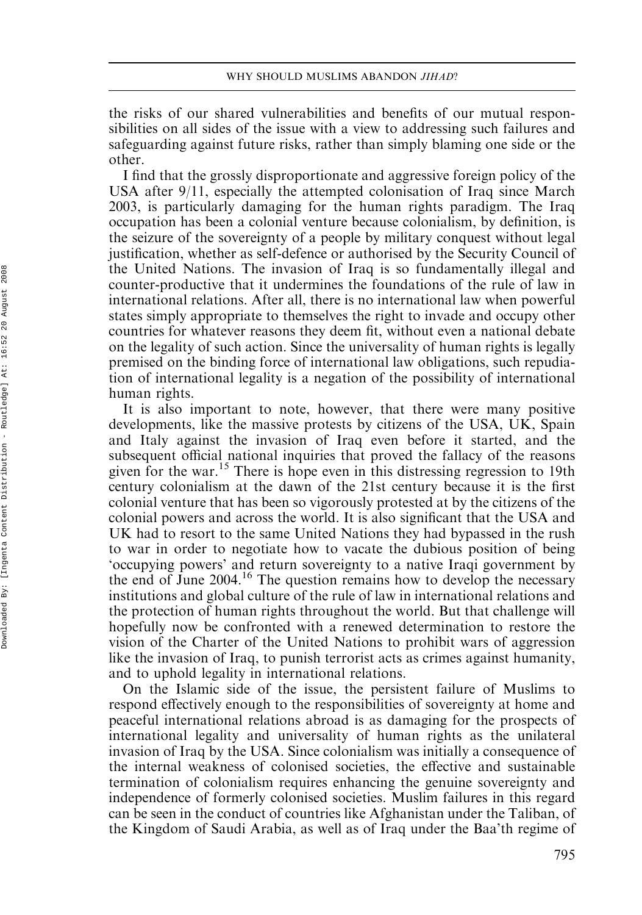the risks of our shared vulnerabilities and benefits of our mutual responsibilities on all sides of the issue with a view to addressing such failures and safeguarding against future risks, rather than simply blaming one side or the other.

I find that the grossly disproportionate and aggressive foreign policy of the USA after 9/11, especially the attempted colonisation of Iraq since March 2003, is particularly damaging for the human rights paradigm. The Iraq occupation has been a colonial venture because colonialism, by definition, is the seizure of the sovereignty of a people by military conquest without legal justification, whether as self-defence or authorised by the Security Council of the United Nations. The invasion of Iraq is so fundamentally illegal and counter-productive that it undermines the foundations of the rule of law in international relations. After all, there is no international law when powerful states simply appropriate to themselves the right to invade and occupy other countries for whatever reasons they deem fit, without even a national debate on the legality of such action. Since the universality of human rights is legally premised on the binding force of international law obligations, such repudiation of international legality is a negation of the possibility of international human rights.

It is also important to note, however, that there were many positive developments, like the massive protests by citizens of the USA, UK, Spain and Italy against the invasion of Iraq even before it started, and the subsequent official national inquiries that proved the fallacy of the reasons given for the war.[15] There is hope even in this distressing regression to 19th century colonialism at the dawn of the 21st century because it is the first colonial venture that has been so vigorously protested at by the citizens of the colonial powers and across the world. It is also significant that the USA and UK had to resort to the same United Nations they had bypassed in the rush to war in order to negotiate how to vacate the dubious position of being 'occupying powers' and return sovereignty to a native Iraqi government by the end of June 2004.[16] The question remains how to develop the necessary institutions and global culture of the rule of law in international relations and the protection of human rights throughout the world. But that challenge will hopefully now be confronted with a renewed determination to restore the vision of the Charter of the United Nations to prohibit wars of aggression like the invasion of Iraq, to punish terrorist acts as crimes against humanity, and to uphold legality in international relations.

On the Islamic side of the issue, the persistent failure of Muslims to respond effectively enough to the responsibilities of sovereignty at home and peaceful international relations abroad is as damaging for the prospects of international legality and universality of human rights as the unilateral invasion of Iraq by the USA. Since colonialism was initially a consequence of the internal weakness of colonised societies, the effective and sustainable termination of colonialism requires enhancing the genuine sovereignty and independence of formerly colonised societies. Muslim failures in this regard can be seen in the conduct of countries like Afghanistan under the Taliban, of the Kingdom of Saudi Arabia, as well as of Iraq under the Baa'th regime of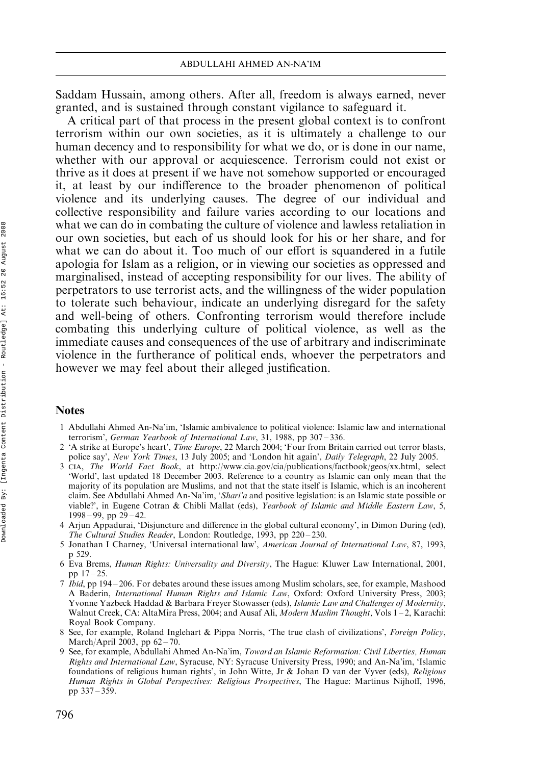Saddam Hussain, among others. After all, freedom is always earned, never granted, and is sustained through constant vigilance to safeguard it.

A critical part of that process in the present global context is to confront terrorism within our own societies, as it is ultimately a challenge to our human decency and to responsibility for what we do, or is done in our name, whether with our approval or acquiescence. Terrorism could not exist or thrive as it does at present if we have not somehow supported or encouraged it, at least by our indifference to the broader phenomenon of political violence and its underlying causes. The degree of our individual and collective responsibility and failure varies according to our locations and what we can do in combating the culture of violence and lawless retaliation in our own societies, but each of us should look for his or her share, and for what we can do about it. Too much of our effort is squandered in a futile apologia for Islam as a religion, or in viewing our societies as oppressed and marginalised, instead of accepting responsibility for our lives. The ability of perpetrators to use terrorist acts, and the willingness of the wider population to tolerate such behaviour, indicate an underlying disregard for the safety and well-being of others. Confronting terrorism would therefore include combating this underlying culture of political violence, as well as the immediate causes and consequences of the use of arbitrary and indiscriminate violence in the furtherance of political ends, whoever the perpetrators and however we may feel about their alleged justification.

## Notes

1 Abdullahi Ahmed An-Na'im, 'Islamic ambivalence to political violence: Islamic law and international terrorism', *German Yearbook of International Law*, 31, 1988, pp 307–336.

2 'A strike at Europe's heart', *Time Europe*, 22 March 2004; 'Four from Britain carried out terror blasts, police say', *New York Times*, 13 July 2005; and 'London hit again', *Daily Telegraph*, 22 July 2005.

3 CIA, *The World Fact Book*, at http://www.cia.gov/cia/publications/factbook/geos/xx.html, select 'World', last updated 18 December 2003. Reference to a country as Islamic can only mean that the majority of its population are Muslims, and not that the state itself is Islamic, which is an incoherent claim. See Abdullahi Ahmed An-Na'im, '*Shari'a* and positive legislation: is an Islamic state possible or viable?', in Eugene Cotran & Chibli Mallat (eds), *Yearbook of Islamic and Middle Eastern Law*, 5, 1998–99, pp 29–42.

4 Arjun Appadurai, 'Disjuncture and difference in the global cultural economy', in Dimon During (ed), *The Cultural Studies Reader*, London: Routledge, 1993, pp 220–230.

5 Jonathan I Charney, 'Universal international law', *American Journal of International Law*, 87, 1993, p 529.

6 Eva Brems, *Human Rights: Universality and Diversity*, The Hague: Kluwer Law International, 2001, pp 17–25.

7 *Ibid*, pp 194–206. For debates around these issues among Muslim scholars, see, for example, Mashood A Baderin, *International Human Rights and Islamic Law*, Oxford: Oxford University Press, 2003; Yvonne Yazbeck Haddad & Barbara Freyer Stowasser (eds), *Islamic Law and Challenges of Modernity*, Walnut Creek, CA: AltaMira Press, 2004; and Ausaf Ali, *Modern Muslim Thought*, Vols 1–2, Karachi: Royal Book Company.

8 See, for example, Roland Inglehart & Pippa Norris, 'The true clash of civilizations', *Foreign Policy*, March/April 2003, pp 62–70.

9 See, for example, Abdullahi Ahmed An-Na'im, *Toward an Islamic Reformation: Civil Liberties, Human Rights and International Law*, Syracuse, NY: Syracuse University Press, 1990; and An-Na'im, 'Islamic foundations of religious human rights', in John Witte, Jr & Johan D van der Vyver (eds), *Religious Human Rights in Global Perspectives: Religious Prospectives*, The Hague: Martinus Nijhoff, 1996, pp 337–359.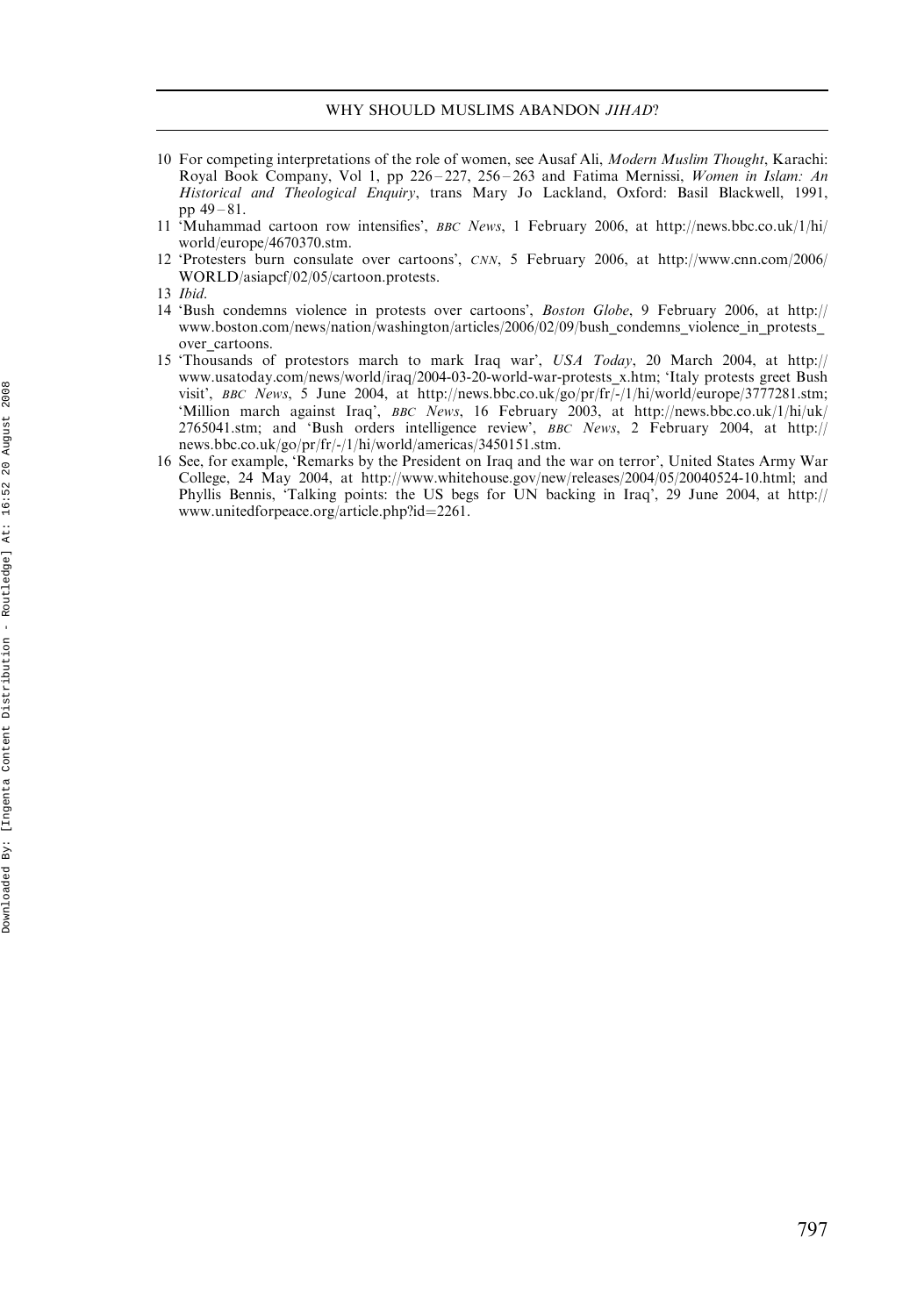10 For competing interpretations of the role of women, see Ausaf Ali, *Modern Muslim Thought*, Karachi: Royal Book Company, Vol 1, pp 226 – 227, 256 – 263 and Fatima Mernissi, *Women in Islam: An Historical and Theological Enquiry*, trans Mary Jo Lackland, Oxford: Basil Blackwell, 1991, pp 49 – 81.

11 'Muhammad cartoon row intensifies', *BBC News*, 1 February 2006, at http://news.bbc.co.uk/1/hi/world/europe/4670370.stm.

12 'Protesters burn consulate over cartoons', *CNN*, 5 February 2006, at http://www.cnn.com/2006/WORLD/asiapcf/02/05/cartoon.protests.

13 *Ibid*.

14 'Bush condemns violence in protests over cartoons', *Boston Globe*, 9 February 2006, at http://www.boston.com/news/nation/washington/articles/2006/02/09/bush_condemns_violence_in_protests_over_cartoons.

15 'Thousands of protestors march to mark Iraq war', *USA Today*, 20 March 2004, at http://www.usatoday.com/news/world/iraq/2004-03-20-world-war-protests_x.htm; 'Italy protests greet Bush visit', *BBC News*, 5 June 2004, at http://news.bbc.co.uk/go/pr/fr/-/1/hi/world/europe/3777281.stm; 'Million march against Iraq', *BBC News*, 16 February 2003, at http://news.bbc.co.uk/1/hi/uk/2765041.stm; and 'Bush orders intelligence review', *BBC News*, 2 February 2004, at http://news.bbc.co.uk/go/pr/fr/-/1/hi/world/americas/3450151.stm.

16 See, for example, 'Remarks by the President on Iraq and the war on terror', United States Army War College, 24 May 2004, at http://www.whitehouse.gov/new/releases/2004/05/20040524-10.html; and Phyllis Bennis, 'Talking points: the US begs for UN backing in Iraq', 29 June 2004, at http://www.unitedforpeace.org/article.php?id=2261.